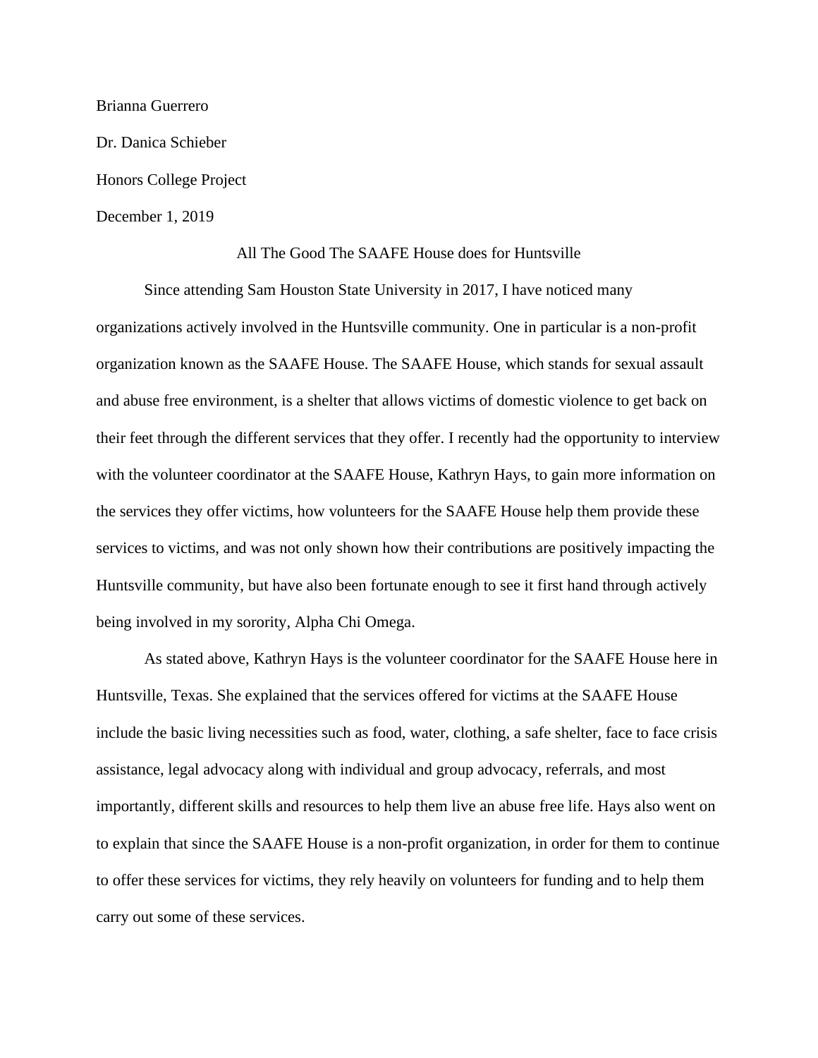Brianna Guerrero

Dr. Danica Schieber

Honors College Project

December 1, 2019

# All The Good The SAAFE House does for Huntsville

Since attending Sam Houston State University in 2017, I have noticed many organizations actively involved in the Huntsville community. One in particular is a non-profit organization known as the SAAFE House. The SAAFE House, which stands for sexual assault and abuse free environment, is a shelter that allows victims of domestic violence to get back on their feet through the different services that they offer. I recently had the opportunity to interview with the volunteer coordinator at the SAAFE House, Kathryn Hays, to gain more information on the services they offer victims, how volunteers for the SAAFE House help them provide these services to victims, and was not only shown how their contributions are positively impacting the Huntsville community, but have also been fortunate enough to see it first hand through actively being involved in my sorority, Alpha Chi Omega.

As stated above, Kathryn Hays is the volunteer coordinator for the SAAFE House here in Huntsville, Texas. She explained that the services offered for victims at the SAAFE House include the basic living necessities such as food, water, clothing, a safe shelter, face to face crisis assistance, legal advocacy along with individual and group advocacy, referrals, and most importantly, different skills and resources to help them live an abuse free life. Hays also went on to explain that since the SAAFE House is a non-profit organization, in order for them to continue to offer these services for victims, they rely heavily on volunteers for funding and to help them carry out some of these services.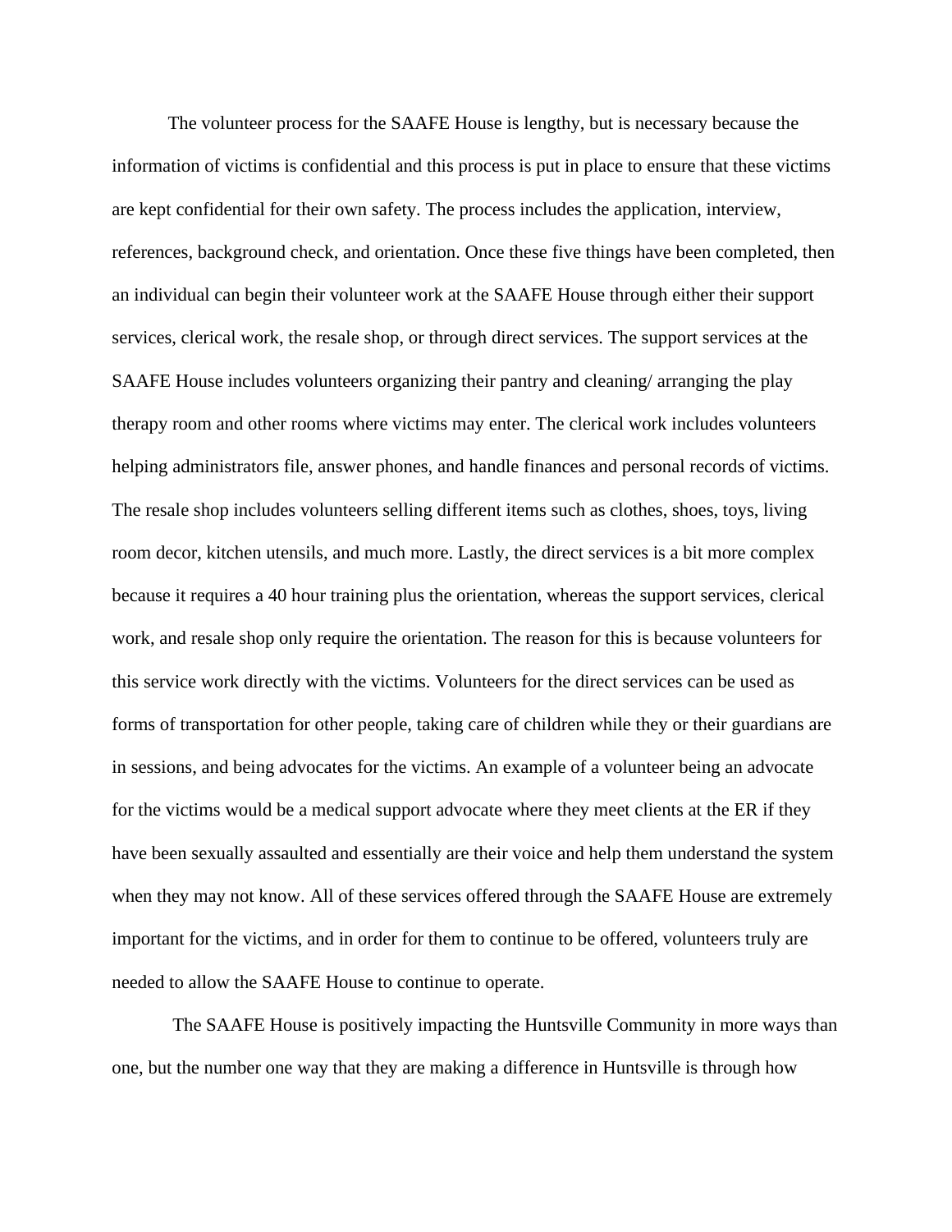The volunteer process for the SAAFE House is lengthy, but is necessary because the information of victims is confidential and this process is put in place to ensure that these victims are kept confidential for their own safety. The process includes the application, interview, references, background check, and orientation. Once these five things have been completed, then an individual can begin their volunteer work at the SAAFE House through either their support services, clerical work, the resale shop, or through direct services. The support services at the SAAFE House includes volunteers organizing their pantry and cleaning/ arranging the play therapy room and other rooms where victims may enter. The clerical work includes volunteers helping administrators file, answer phones, and handle finances and personal records of victims. The resale shop includes volunteers selling different items such as clothes, shoes, toys, living room decor, kitchen utensils, and much more. Lastly, the direct services is a bit more complex because it requires a 40 hour training plus the orientation, whereas the support services, clerical work, and resale shop only require the orientation. The reason for this is because volunteers for this service work directly with the victims. Volunteers for the direct services can be used as forms of transportation for other people, taking care of children while they or their guardians are in sessions, and being advocates for the victims. An example of a volunteer being an advocate for the victims would be a medical support advocate where they meet clients at the ER if they have been sexually assaulted and essentially are their voice and help them understand the system when they may not know. All of these services offered through the SAAFE House are extremely important for the victims, and in order for them to continue to be offered, volunteers truly are needed to allow the SAAFE House to continue to operate.

The SAAFE House is positively impacting the Huntsville Community in more ways than one, but the number one way that they are making a difference in Huntsville is through how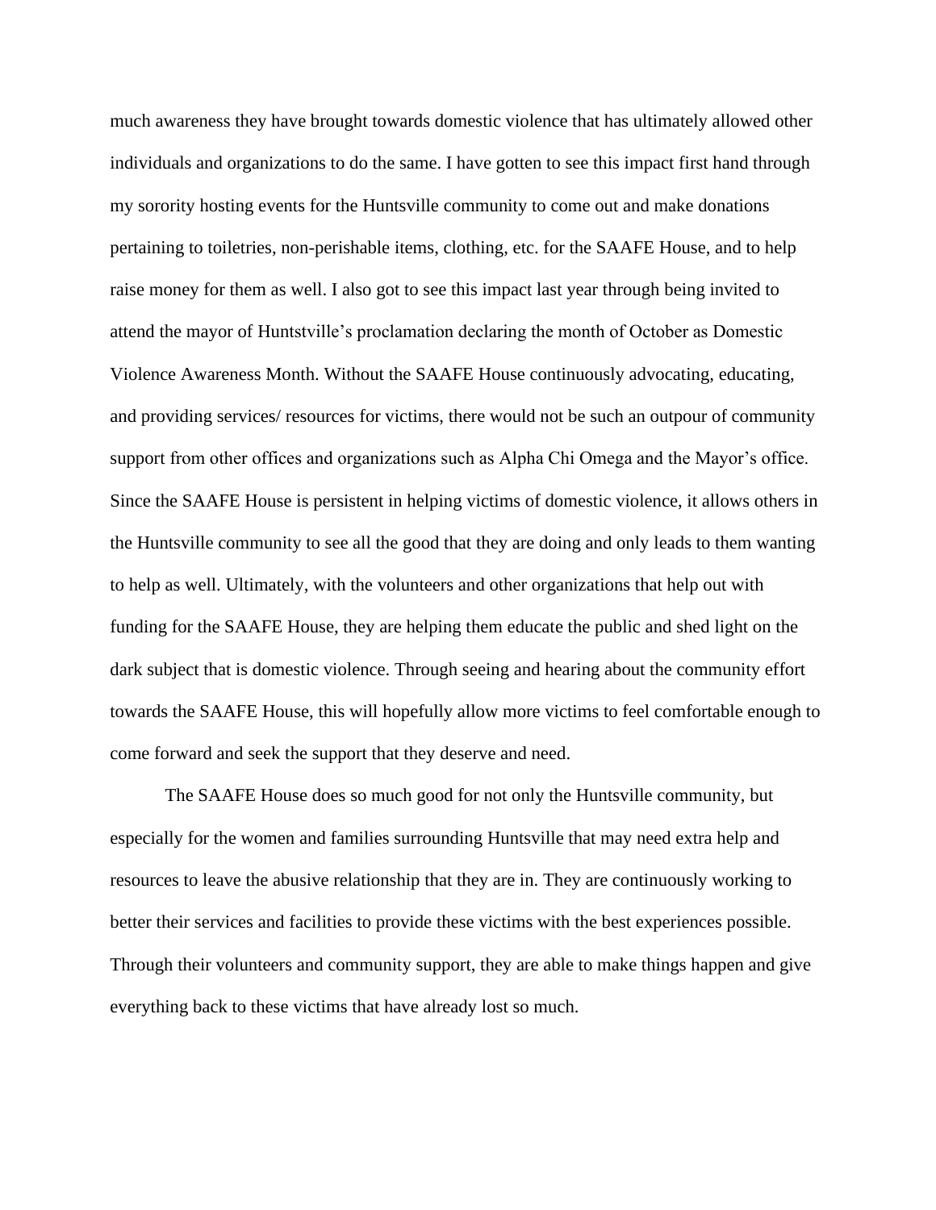much awareness they have brought towards domestic violence that has ultimately allowed other individuals and organizations to do the same. I have gotten to see this impact first hand through my sorority hosting events for the Huntsville community to come out and make donations pertaining to toiletries, non-perishable items, clothing, etc. for the SAAFE House, and to help raise money for them as well. I also got to see this impact last year through being invited to attend the mayor of Huntstville's proclamation declaring the month of October as Domestic Violence Awareness Month. Without the SAAFE House continuously advocating, educating, and providing services/ resources for victims, there would not be such an outpour of community support from other offices and organizations such as Alpha Chi Omega and the Mayor's office. Since the SAAFE House is persistent in helping victims of domestic violence, it allows others in the Huntsville community to see all the good that they are doing and only leads to them wanting to help as well. Ultimately, with the volunteers and other organizations that help out with funding for the SAAFE House, they are helping them educate the public and shed light on the dark subject that is domestic violence. Through seeing and hearing about the community effort towards the SAAFE House, this will hopefully allow more victims to feel comfortable enough to come forward and seek the support that they deserve and need.

The SAAFE House does so much good for not only the Huntsville community, but especially for the women and families surrounding Huntsville that may need extra help and resources to leave the abusive relationship that they are in. They are continuously working to better their services and facilities to provide these victims with the best experiences possible. Through their volunteers and community support, they are able to make things happen and give everything back to these victims that have already lost so much.